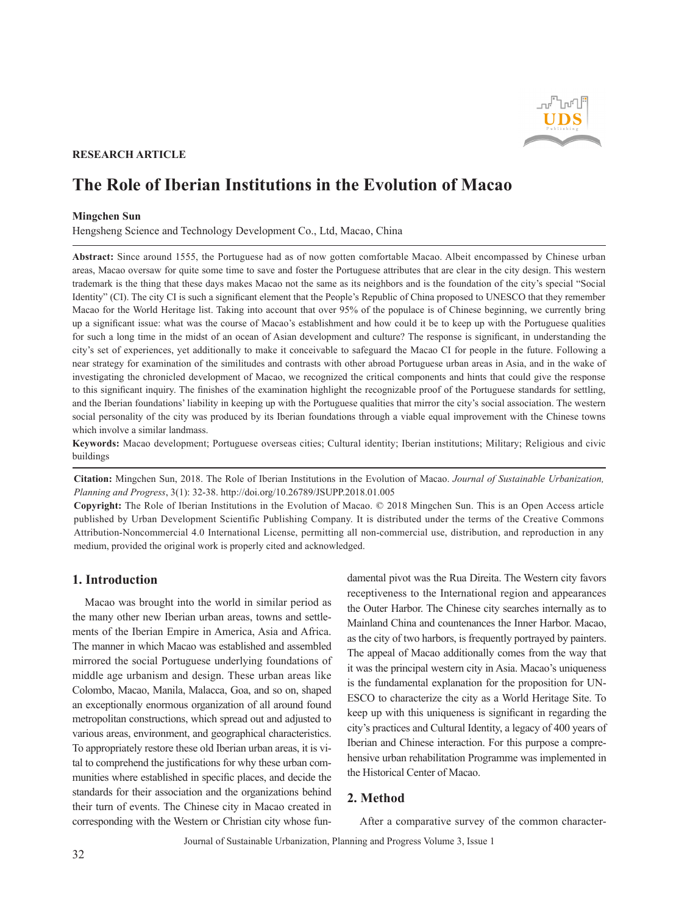**RESEARCH ARTICLE**

# The Role of Iberian Institutions in the Evolution of Macao

**Mingchen Sun**

Hengsheng Science and Technology Development Co., Ltd, Macao, China

**Abstract:** Since around 1555, the Portuguese had as of now gotten comfortable Macao. Albeit encompassed by Chinese urban areas, Macao oversaw for quite some time to save and foster the Portuguese attributes that are clear in the city design. This western trademark is the thing that these days makes Macao not the same as its neighbors and is the foundation of the city's special "Social Identity" (CI). The city CI is such a significant element that the People's Republic of China proposed to UNESCO that they remember Macao for the World Heritage list. Taking into account that over 95% of the populace is of Chinese beginning, we currently bring up a significant issue: what was the course of Macao's establishment and how could it be to keep up with the Portuguese qualities for such a long time in the midst of an ocean of Asian development and culture? The response is significant, in understanding the city's set of experiences, yet additionally to make it conceivable to safeguard the Macao CI for people in the future. Following a near strategy for examination of the similitudes and contrasts with other abroad Portuguese urban areas in Asia, and in the wake of investigating the chronicled development of Macao, we recognized the critical components and hints that could give the response to this significant inquiry. The finishes of the examination highlight the recognizable proof of the Portuguese standards for settling, and the Iberian foundations' liability in keeping up with the Portuguese qualities that mirror the city's social association. The western social personality of the city was produced by its Iberian foundations through a viable equal improvement with the Chinese towns which involve a similar landmass.

**Keywords:** Macao development; Portuguese overseas cities; Cultural identity; Iberian institutions; Military; Religious and civic buildings

**Citation:** Mingchen Sun, 2018. The Role of Iberian Institutions in the Evolution of Macao. *Journal of Sustainable Urbanization, Planning and Progress*, 3(1): 32-38. http://doi.org/10.26789/JSUPP.2018.01.005

**Copyright:** The Role of Iberian Institutions in the Evolution of Macao. © 2018 Mingchen Sun. This is an Open Access article published by Urban Development Scientific Publishing Company. It is distributed under the terms of the Creative Commons Attribution-Noncommercial 4.0 International License, permitting all non-commercial use, distribution, and reproduction in any medium, provided the original work is properly cited and acknowledged.

## 1. Introduction

Macao was brought into the world in similar period as the many other new Iberian urban areas, towns and settlements of the Iberian Empire in America, Asia and Africa. The manner in which Macao was established and assembled mirrored the social Portuguese underlying foundations of middle age urbanism and design. These urban areas like Colombo, Macao, Manila, Malacca, Goa, and so on, shaped an exceptionally enormous organization of all around found metropolitan constructions, which spread out and adjusted to various areas, environment, and geographical characteristics. To appropriately restore these old Iberian urban areas, it is vital to comprehend the justifications for why these urban communities where established in specific places, and decide the standards for their association and the organizations behind their turn of events. The Chinese city in Macao created in corresponding with the Western or Christian city whose fundamental pivot was the Rua Direita. The Western city favors receptiveness to the International region and appearances the Outer Harbor. The Chinese city searches internally as to Mainland China and countenances the Inner Harbor. Macao, as the city of two harbors, is frequently portrayed by painters. The appeal of Macao additionally comes from the way that it was the principal western city in Asia. Macao's uniqueness is the fundamental explanation for the proposition for UNESCO to characterize the city as a World Heritage Site. To keep up with this uniqueness is significant in regarding the city's practices and Cultural Identity, a legacy of 400 years of Iberian and Chinese interaction. For this purpose a comprehensive urban rehabilitation Programme was implemented in the Historical Center of Macao.

## 2. Method

After a comparative survey of the common character-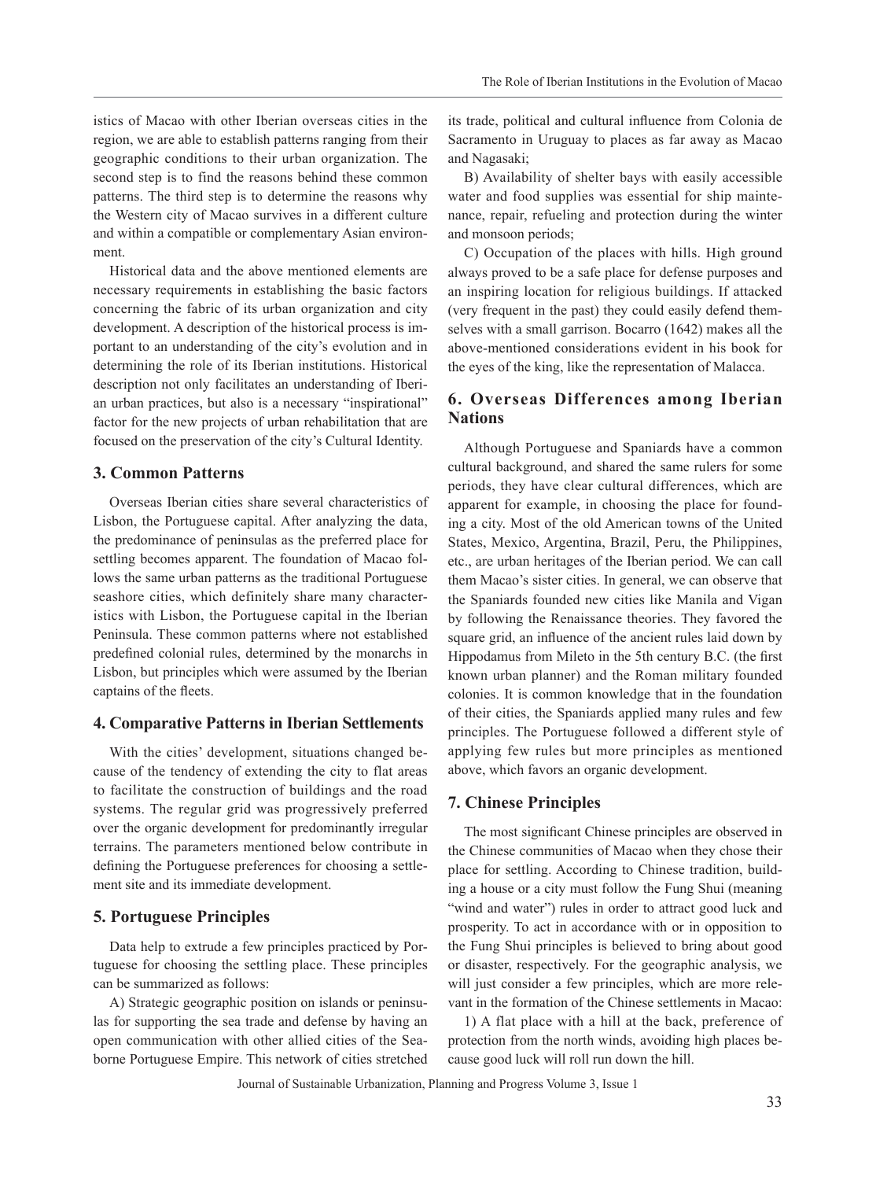istics of Macao with other Iberian overseas cities in the region, we are able to establish patterns ranging from their geographic conditions to their urban organization. The second step is to find the reasons behind these common patterns. The third step is to determine the reasons why the Western city of Macao survives in a different culture and within a compatible or complementary Asian environment.

Historical data and the above mentioned elements are necessary requirements in establishing the basic factors concerning the fabric of its urban organization and city development. A description of the historical process is important to an understanding of the city's evolution and in determining the role of its Iberian institutions. Historical description not only facilitates an understanding of Iberian urban practices, but also is a necessary "inspirational" factor for the new projects of urban rehabilitation that are focused on the preservation of the city's Cultural Identity.

## 3. Common Patterns

Overseas Iberian cities share several characteristics of Lisbon, the Portuguese capital. After analyzing the data, the predominance of peninsulas as the preferred place for settling becomes apparent. The foundation of Macao follows the same urban patterns as the traditional Portuguese seashore cities, which definitely share many characteristics with Lisbon, the Portuguese capital in the Iberian Peninsula. These common patterns where not established predefined colonial rules, determined by the monarchs in Lisbon, but principles which were assumed by the Iberian captains of the fleets.

## 4. Comparative Patterns in Iberian Settlements

With the cities' development, situations changed because of the tendency of extending the city to flat areas to facilitate the construction of buildings and the road systems. The regular grid was progressively preferred over the organic development for predominantly irregular terrains. The parameters mentioned below contribute in defining the Portuguese preferences for choosing a settlement site and its immediate development.

## 5. Portuguese Principles

Data help to extrude a few principles practiced by Portuguese for choosing the settling place. These principles can be summarized as follows:

A) Strategic geographic position on islands or peninsulas for supporting the sea trade and defense by having an open communication with other allied cities of the Seaborne Portuguese Empire. This network of cities stretched its trade, political and cultural influence from Colonia de Sacramento in Uruguay to places as far away as Macao and Nagasaki;

B) Availability of shelter bays with easily accessible water and food supplies was essential for ship maintenance, repair, refueling and protection during the winter and monsoon periods;

C) Occupation of the places with hills. High ground always proved to be a safe place for defense purposes and an inspiring location for religious buildings. If attacked (very frequent in the past) they could easily defend themselves with a small garrison. Bocarro (1642) makes all the above-mentioned considerations evident in his book for the eyes of the king, like the representation of Malacca.

## 6. Overseas Differences among Iberian Nations

Although Portuguese and Spaniards have a common cultural background, and shared the same rulers for some periods, they have clear cultural differences, which are apparent for example, in choosing the place for founding a city. Most of the old American towns of the United States, Mexico, Argentina, Brazil, Peru, the Philippines, etc., are urban heritages of the Iberian period. We can call them Macao's sister cities. In general, we can observe that the Spaniards founded new cities like Manila and Vigan by following the Renaissance theories. They favored the square grid, an influence of the ancient rules laid down by Hippodamus from Mileto in the 5th century B.C. (the first known urban planner) and the Roman military founded colonies. It is common knowledge that in the foundation of their cities, the Spaniards applied many rules and few principles. The Portuguese followed a different style of applying few rules but more principles as mentioned above, which favors an organic development.

## 7. Chinese Principles

The most significant Chinese principles are observed in the Chinese communities of Macao when they chose their place for settling. According to Chinese tradition, building a house or a city must follow the Fung Shui (meaning "wind and water") rules in order to attract good luck and prosperity. To act in accordance with or in opposition to the Fung Shui principles is believed to bring about good or disaster, respectively. For the geographic analysis, we will just consider a few principles, which are more relevant in the formation of the Chinese settlements in Macao:

1) A flat place with a hill at the back, preference of protection from the north winds, avoiding high places because good luck will roll run down the hill.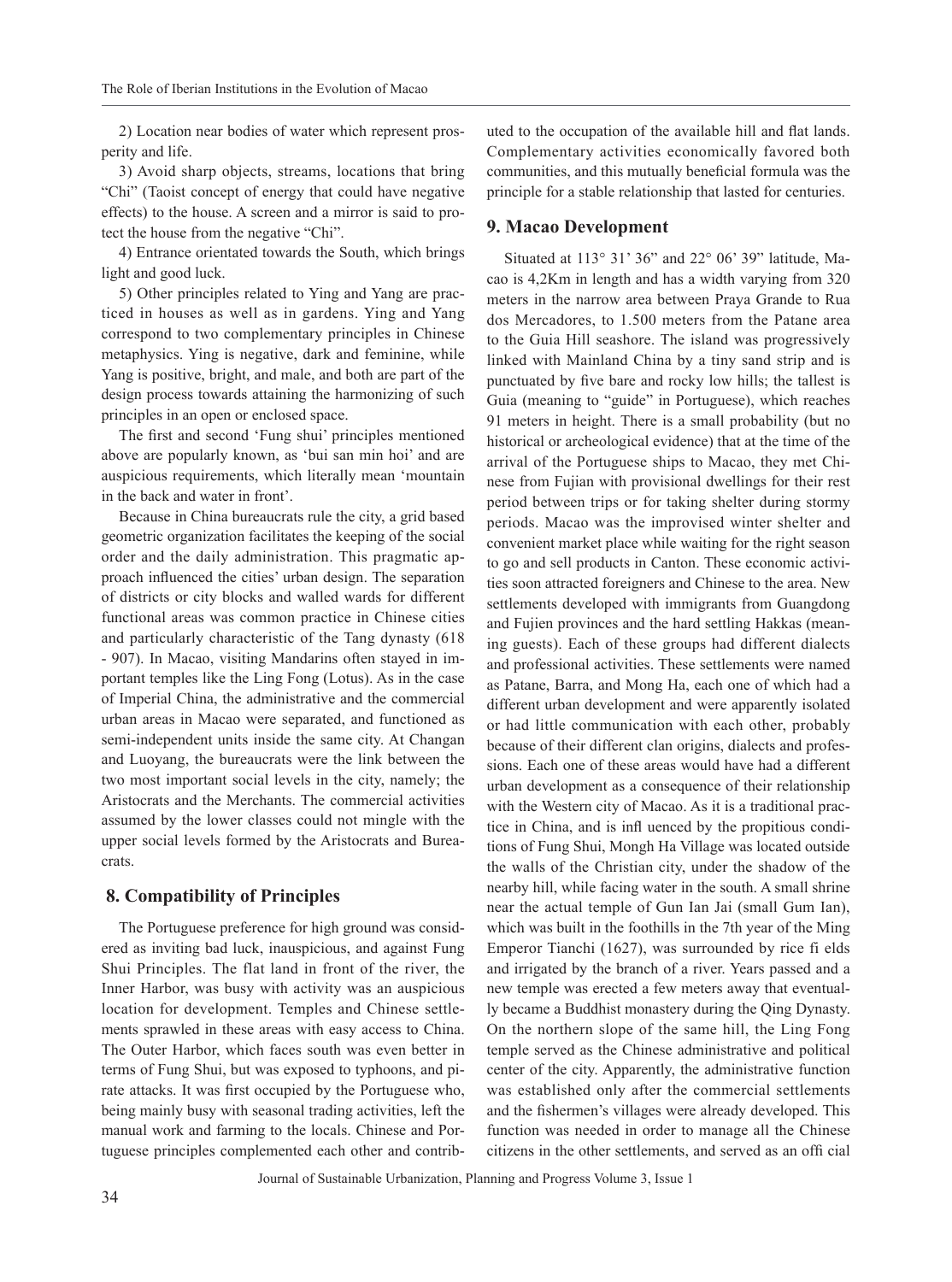2) Location near bodies of water which represent prosperity and life.

3) Avoid sharp objects, streams, locations that bring "Chi" (Taoist concept of energy that could have negative effects) to the house. A screen and a mirror is said to protect the house from the negative "Chi".

4) Entrance orientated towards the South, which brings light and good luck.

5) Other principles related to Ying and Yang are practiced in houses as well as in gardens. Ying and Yang correspond to two complementary principles in Chinese metaphysics. Ying is negative, dark and feminine, while Yang is positive, bright, and male, and both are part of the design process towards attaining the harmonizing of such principles in an open or enclosed space.

The first and second 'Fung shui' principles mentioned above are popularly known, as 'bui san min hoi' and are auspicious requirements, which literally mean 'mountain in the back and water in front'.

Because in China bureaucrats rule the city, a grid based geometric organization facilitates the keeping of the social order and the daily administration. This pragmatic approach influenced the cities' urban design. The separation of districts or city blocks and walled wards for different functional areas was common practice in Chinese cities and particularly characteristic of the Tang dynasty (618 - 907). In Macao, visiting Mandarins often stayed in important temples like the Ling Fong (Lotus). As in the case of Imperial China, the administrative and the commercial urban areas in Macao were separated, and functioned as semi-independent units inside the same city. At Changan and Luoyang, the bureaucrats were the link between the two most important social levels in the city, namely; the Aristocrats and the Merchants. The commercial activities assumed by the lower classes could not mingle with the upper social levels formed by the Aristocrats and Bureacrats.

## 8. Compatibility of Principles

The Portuguese preference for high ground was considered as inviting bad luck, inauspicious, and against Fung Shui Principles. The flat land in front of the river, the Inner Harbor, was busy with activity was an auspicious location for development. Temples and Chinese settlements sprawled in these areas with easy access to China. The Outer Harbor, which faces south was even better in terms of Fung Shui, but was exposed to typhoons, and pirate attacks. It was first occupied by the Portuguese who, being mainly busy with seasonal trading activities, left the manual work and farming to the locals. Chinese and Portuguese principles complemented each other and contributed to the occupation of the available hill and flat lands. Complementary activities economically favored both communities, and this mutually beneficial formula was the principle for a stable relationship that lasted for centuries.

## 9. Macao Development

Situated at 113° 31' 36" and 22° 06' 39" latitude, Macao is 4,2Km in length and has a width varying from 320 meters in the narrow area between Praya Grande to Rua dos Mercadores, to 1.500 meters from the Patane area to the Guia Hill seashore. The island was progressively linked with Mainland China by a tiny sand strip and is punctuated by five bare and rocky low hills; the tallest is Guia (meaning to "guide" in Portuguese), which reaches 91 meters in height. There is a small probability (but no historical or archeological evidence) that at the time of the arrival of the Portuguese ships to Macao, they met Chinese from Fujian with provisional dwellings for their rest period between trips or for taking shelter during stormy periods. Macao was the improvised winter shelter and convenient market place while waiting for the right season to go and sell products in Canton. These economic activities soon attracted foreigners and Chinese to the area. New settlements developed with immigrants from Guangdong and Fujien provinces and the hard settling Hakkas (meaning guests). Each of these groups had different dialects and professional activities. These settlements were named as Patane, Barra, and Mong Ha, each one of which had a different urban development and were apparently isolated or had little communication with each other, probably because of their different clan origins, dialects and professions. Each one of these areas would have had a different urban development as a consequence of their relationship with the Western city of Macao. As it is a traditional practice in China, and is influenced by the propitious conditions of Fung Shui, Mongh Ha Village was located outside the walls of the Christian city, under the shadow of the nearby hill, while facing water in the south. A small shrine near the actual temple of Gun Ian Jai (small Gum Ian), which was built in the foothills in the 7th year of the Ming Emperor Tianchi (1627), was surrounded by rice fields and irrigated by the branch of a river. Years passed and a new temple was erected a few meters away that eventually became a Buddhist monastery during the Qing Dynasty. On the northern slope of the same hill, the Ling Fong temple served as the Chinese administrative and political center of the city. Apparently, the administrative function was established only after the commercial settlements and the fishermen's villages were already developed. This function was needed in order to manage all the Chinese citizens in the other settlements, and served as an official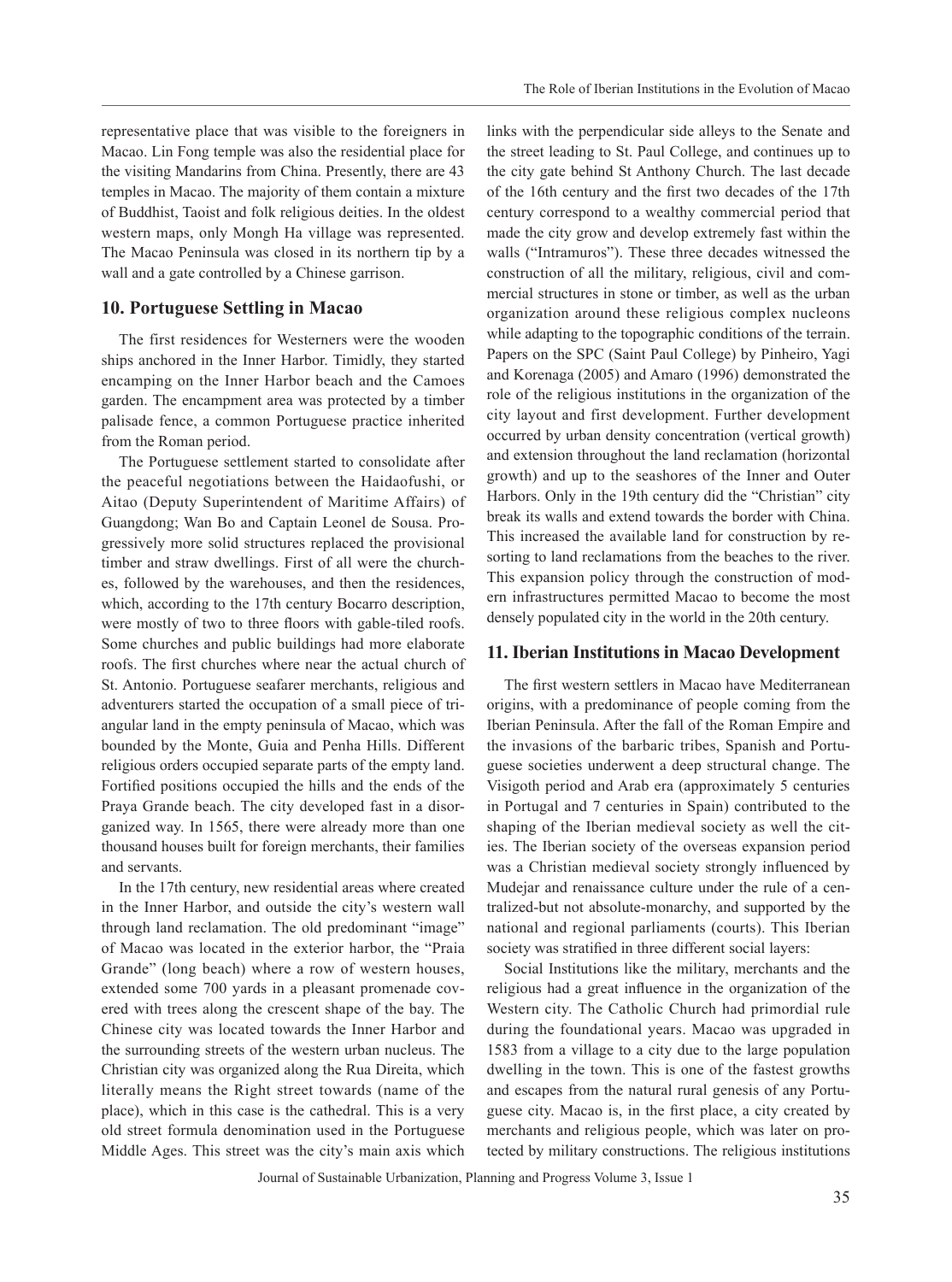representative place that was visible to the foreigners in Macao. Lin Fong temple was also the residential place for the visiting Mandarins from China. Presently, there are 43 temples in Macao. The majority of them contain a mixture of Buddhist, Taoist and folk religious deities. In the oldest western maps, only Mongh Ha village was represented. The Macao Peninsula was closed in its northern tip by a wall and a gate controlled by a Chinese garrison.

## 10. Portuguese Settling in Macao

The first residences for Westerners were the wooden ships anchored in the Inner Harbor. Timidly, they started encamping on the Inner Harbor beach and the Camoes garden. The encampment area was protected by a timber palisade fence, a common Portuguese practice inherited from the Roman period.

The Portuguese settlement started to consolidate after the peaceful negotiations between the Haidaofushi, or Aitao (Deputy Superintendent of Maritime Affairs) of Guangdong; Wan Bo and Captain Leonel de Sousa. Progressively more solid structures replaced the provisional timber and straw dwellings. First of all were the churches, followed by the warehouses, and then the residences, which, according to the 17th century Bocarro description, were mostly of two to three floors with gable-tiled roofs. Some churches and public buildings had more elaborate roofs. The first churches where near the actual church of St. Antonio. Portuguese seafarer merchants, religious and adventurers started the occupation of a small piece of triangular land in the empty peninsula of Macao, which was bounded by the Monte, Guia and Penha Hills. Different religious orders occupied separate parts of the empty land. Fortified positions occupied the hills and the ends of the Praya Grande beach. The city developed fast in a disorganized way. In 1565, there were already more than one thousand houses built for foreign merchants, their families and servants.

In the 17th century, new residential areas where created in the Inner Harbor, and outside the city's western wall through land reclamation. The old predominant "image" of Macao was located in the exterior harbor, the "Praia Grande" (long beach) where a row of western houses, extended some 700 yards in a pleasant promenade covered with trees along the crescent shape of the bay. The Chinese city was located towards the Inner Harbor and the surrounding streets of the western urban nucleus. The Christian city was organized along the Rua Direita, which literally means the Right street towards (name of the place), which in this case is the cathedral. This is a very old street formula denomination used in the Portuguese Middle Ages. This street was the city's main axis which links with the perpendicular side alleys to the Senate and the street leading to St. Paul College, and continues up to the city gate behind St Anthony Church. The last decade of the 16th century and the first two decades of the 17th century correspond to a wealthy commercial period that made the city grow and develop extremely fast within the walls ("Intramuros"). These three decades witnessed the construction of all the military, religious, civil and commercial structures in stone or timber, as well as the urban organization around these religious complex nucleons while adapting to the topographic conditions of the terrain. Papers on the SPC (Saint Paul College) by Pinheiro, Yagi and Korenaga (2005) and Amaro (1996) demonstrated the role of the religious institutions in the organization of the city layout and first development. Further development occurred by urban density concentration (vertical growth) and extension throughout the land reclamation (horizontal growth) and up to the seashores of the Inner and Outer Harbors. Only in the 19th century did the "Christian" city break its walls and extend towards the border with China. This increased the available land for construction by resorting to land reclamations from the beaches to the river. This expansion policy through the construction of modern infrastructures permitted Macao to become the most densely populated city in the world in the 20th century.

## 11. Iberian Institutions in Macao Development

The first western settlers in Macao have Mediterranean origins, with a predominance of people coming from the Iberian Peninsula. After the fall of the Roman Empire and the invasions of the barbaric tribes, Spanish and Portuguese societies underwent a deep structural change. The Visigoth period and Arab era (approximately 5 centuries in Portugal and 7 centuries in Spain) contributed to the shaping of the Iberian medieval society as well the cities. The Iberian society of the overseas expansion period was a Christian medieval society strongly influenced by Mudejar and renaissance culture under the rule of a centralized-but not absolute-monarchy, and supported by the national and regional parliaments (courts). This Iberian society was stratified in three different social layers:

Social Institutions like the military, merchants and the religious had a great influence in the organization of the Western city. The Catholic Church had primordial rule during the foundational years. Macao was upgraded in 1583 from a village to a city due to the large population dwelling in the town. This is one of the fastest growths and escapes from the natural rural genesis of any Portuguese city. Macao is, in the first place, a city created by merchants and religious people, which was later on protected by military constructions. The religious institutions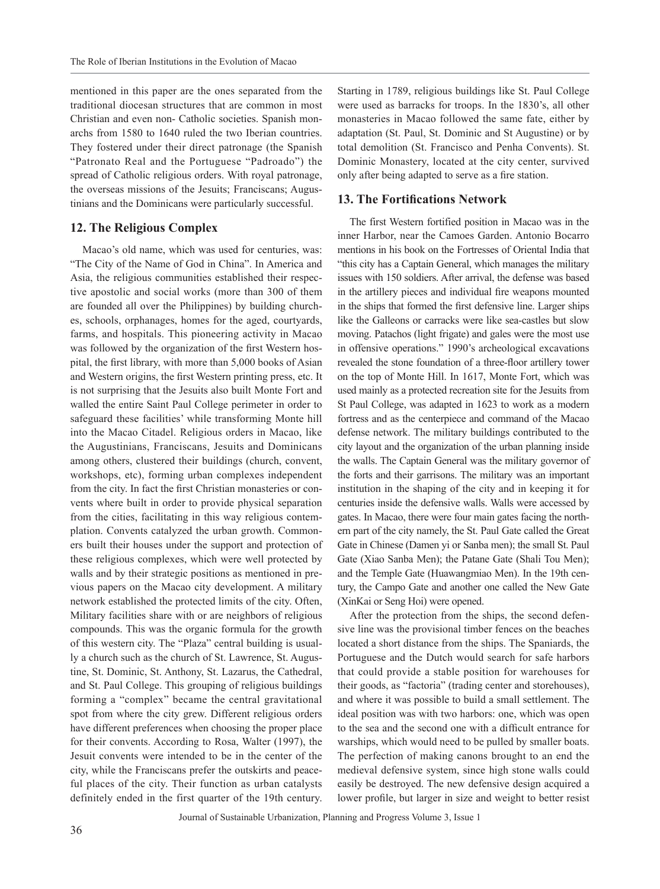mentioned in this paper are the ones separated from the traditional diocesan structures that are common in most Christian and even non- Catholic societies. Spanish monarchs from 1580 to 1640 ruled the two Iberian countries. They fostered under their direct patronage (the Spanish "Patronato Real and the Portuguese "Padroado") the spread of Catholic religious orders. With royal patronage, the overseas missions of the Jesuits; Franciscans; Augustinians and the Dominicans were particularly successful.

## 12. The Religious Complex

Macao's old name, which was used for centuries, was: "The City of the Name of God in China". In America and Asia, the religious communities established their respective apostolic and social works (more than 300 of them are founded all over the Philippines) by building churches, schools, orphanages, homes for the aged, courtyards, farms, and hospitals. This pioneering activity in Macao was followed by the organization of the first Western hospital, the first library, with more than 5,000 books of Asian and Western origins, the first Western printing press, etc. It is not surprising that the Jesuits also built Monte Fort and walled the entire Saint Paul College perimeter in order to safeguard these facilities' while transforming Monte hill into the Macao Citadel. Religious orders in Macao, like the Augustinians, Franciscans, Jesuits and Dominicans among others, clustered their buildings (church, convent, workshops, etc), forming urban complexes independent from the city. In fact the first Christian monasteries or convents where built in order to provide physical separation from the cities, facilitating in this way religious contemplation. Convents catalyzed the urban growth. Commoners built their houses under the support and protection of these religious complexes, which were well protected by walls and by their strategic positions as mentioned in previous papers on the Macao city development. A military network established the protected limits of the city. Often, Military facilities share with or are neighbors of religious compounds. This was the organic formula for the growth of this western city. The "Plaza" central building is usually a church such as the church of St. Lawrence, St. Augustine, St. Dominic, St. Anthony, St. Lazarus, the Cathedral, and St. Paul College. This grouping of religious buildings forming a "complex" became the central gravitational spot from where the city grew. Different religious orders have different preferences when choosing the proper place for their convents. According to Rosa, Walter (1997), the Jesuit convents were intended to be in the center of the city, while the Franciscans prefer the outskirts and peaceful places of the city. Their function as urban catalysts definitely ended in the first quarter of the 19th century. Starting in 1789, religious buildings like St. Paul College were used as barracks for troops. In the 1830's, all other monasteries in Macao followed the same fate, either by adaptation (St. Paul, St. Dominic and St Augustine) or by total demolition (St. Francisco and Penha Convents). St. Dominic Monastery, located at the city center, survived only after being adapted to serve as a fire station.

## 13. The Fortifications Network

The first Western fortified position in Macao was in the inner Harbor, near the Camoes Garden. Antonio Bocarro mentions in his book on the Fortresses of Oriental India that "this city has a Captain General, which manages the military issues with 150 soldiers. After arrival, the defense was based in the artillery pieces and individual fire weapons mounted in the ships that formed the first defensive line. Larger ships like the Galleons or carracks were like sea-castles but slow moving. Patachos (light frigate) and gales were the most use in offensive operations." 1990's archeological excavations revealed the stone foundation of a three-floor artillery tower on the top of Monte Hill. In 1617, Monte Fort, which was used mainly as a protected recreation site for the Jesuits from St Paul College, was adapted in 1623 to work as a modern fortress and as the centerpiece and command of the Macao defense network. The military buildings contributed to the city layout and the organization of the urban planning inside the walls. The Captain General was the military governor of the forts and their garrisons. The military was an important institution in the shaping of the city and in keeping it for centuries inside the defensive walls. Walls were accessed by gates. In Macao, there were four main gates facing the northern part of the city namely, the St. Paul Gate called the Great Gate in Chinese (Damen yi or Sanba men); the small St. Paul Gate (Xiao Sanba Men); the Patane Gate (Shali Tou Men); and the Temple Gate (Huawangmiao Men). In the 19th century, the Campo Gate and another one called the New Gate (XinKai or Seng Hoi) were opened.

After the protection from the ships, the second defensive line was the provisional timber fences on the beaches located a short distance from the ships. The Spaniards, the Portuguese and the Dutch would search for safe harbors that could provide a stable position for warehouses for their goods, as "factoria" (trading center and storehouses), and where it was possible to build a small settlement. The ideal position was with two harbors: one, which was open to the sea and the second one with a difficult entrance for warships, which would need to be pulled by smaller boats. The perfection of making canons brought to an end the medieval defensive system, since high stone walls could easily be destroyed. The new defensive design acquired a lower profile, but larger in size and weight to better resist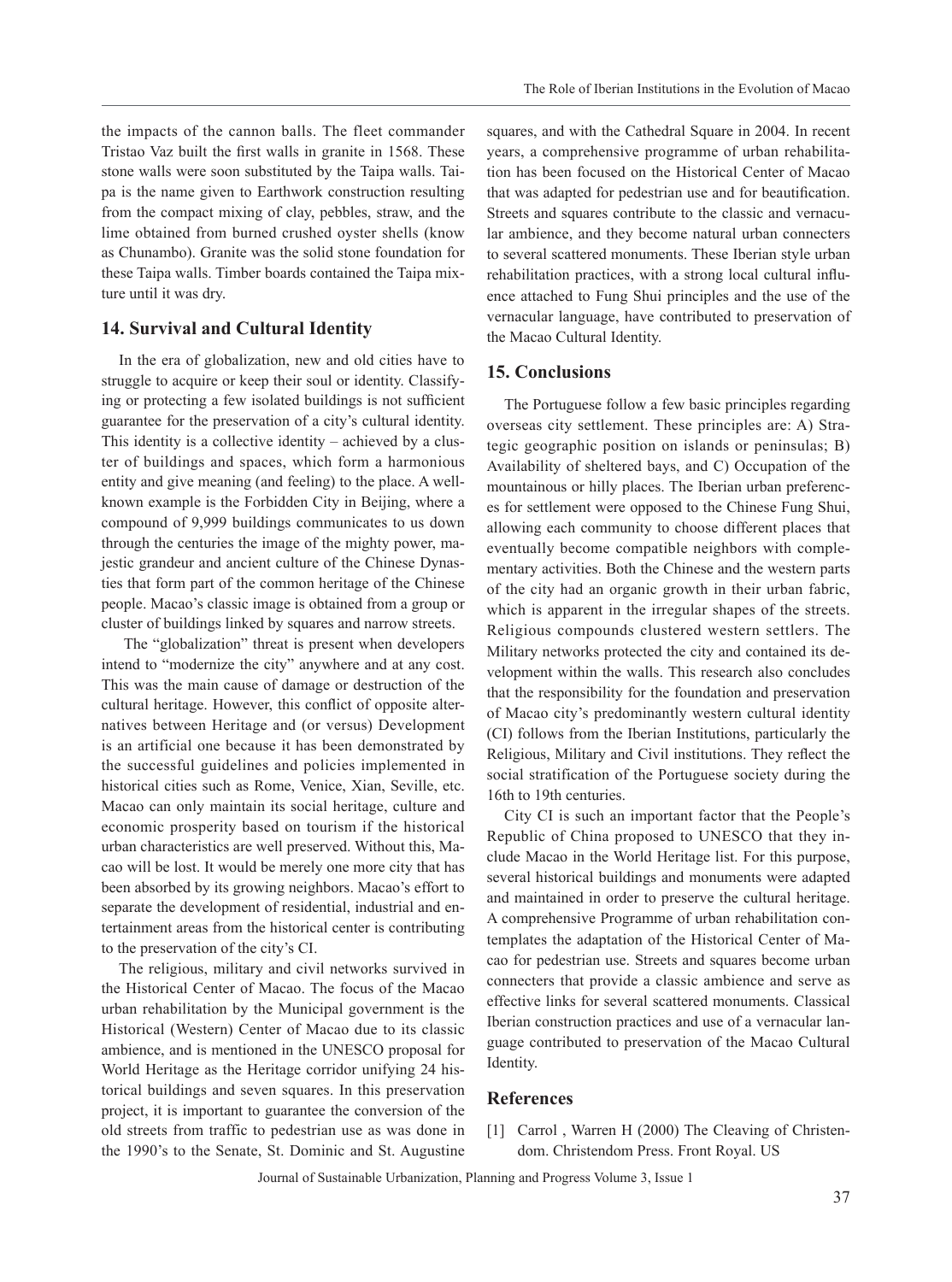the impacts of the cannon balls. The fleet commander Tristao Vaz built the first walls in granite in 1568. These stone walls were soon substituted by the Taipa walls. Taipa is the name given to Earthwork construction resulting from the compact mixing of clay, pebbles, straw, and the lime obtained from burned crushed oyster shells (know as Chunambo). Granite was the solid stone foundation for these Taipa walls. Timber boards contained the Taipa mixture until it was dry.

## 14. Survival and Cultural Identity

In the era of globalization, new and old cities have to struggle to acquire or keep their soul or identity. Classifying or protecting a few isolated buildings is not sufficient guarantee for the preservation of a city's cultural identity. This identity is a collective identity – achieved by a cluster of buildings and spaces, which form a harmonious entity and give meaning (and feeling) to the place. A well-known example is the Forbidden City in Beijing, where a compound of 9,999 buildings communicates to us down through the centuries the image of the mighty power, majestic grandeur and ancient culture of the Chinese Dynasties that form part of the common heritage of the Chinese people. Macao's classic image is obtained from a group or cluster of buildings linked by squares and narrow streets.

The "globalization" threat is present when developers intend to "modernize the city" anywhere and at any cost. This was the main cause of damage or destruction of the cultural heritage. However, this conflict of opposite alternatives between Heritage and (or versus) Development is an artificial one because it has been demonstrated by the successful guidelines and policies implemented in historical cities such as Rome, Venice, Xian, Seville, etc. Macao can only maintain its social heritage, culture and economic prosperity based on tourism if the historical urban characteristics are well preserved. Without this, Macao will be lost. It would be merely one more city that has been absorbed by its growing neighbors. Macao's effort to separate the development of residential, industrial and entertainment areas from the historical center is contributing to the preservation of the city's CI.

The religious, military and civil networks survived in the Historical Center of Macao. The focus of the Macao urban rehabilitation by the Municipal government is the Historical (Western) Center of Macao due to its classic ambience, and is mentioned in the UNESCO proposal for World Heritage as the Heritage corridor unifying 24 historical buildings and seven squares. In this preservation project, it is important to guarantee the conversion of the old streets from traffic to pedestrian use as was done in the 1990's to the Senate, St. Dominic and St. Augustine squares, and with the Cathedral Square in 2004. In recent years, a comprehensive programme of urban rehabilitation has been focused on the Historical Center of Macao that was adapted for pedestrian use and for beautification. Streets and squares contribute to the classic and vernacular ambience, and they become natural urban connecters to several scattered monuments. These Iberian style urban rehabilitation practices, with a strong local cultural influence attached to Fung Shui principles and the use of the vernacular language, have contributed to preservation of the Macao Cultural Identity.

## 15. Conclusions

The Portuguese follow a few basic principles regarding overseas city settlement. These principles are: A) Strategic geographic position on islands or peninsulas; B) Availability of sheltered bays, and C) Occupation of the mountainous or hilly places. The Iberian urban preferences for settlement were opposed to the Chinese Fung Shui, allowing each community to choose different places that eventually become compatible neighbors with complementary activities. Both the Chinese and the western parts of the city had an organic growth in their urban fabric, which is apparent in the irregular shapes of the streets. Religious compounds clustered western settlers. The Military networks protected the city and contained its development within the walls. This research also concludes that the responsibility for the foundation and preservation of Macao city's predominantly western cultural identity (CI) follows from the Iberian Institutions, particularly the Religious, Military and Civil institutions. They reflect the social stratification of the Portuguese society during the 16th to 19th centuries.

City CI is such an important factor that the People's Republic of China proposed to UNESCO that they include Macao in the World Heritage list. For this purpose, several historical buildings and monuments were adapted and maintained in order to preserve the cultural heritage. A comprehensive Programme of urban rehabilitation contemplates the adaptation of the Historical Center of Macao for pedestrian use. Streets and squares become urban connecters that provide a classic ambience and serve as effective links for several scattered monuments. Classical Iberian construction practices and use of a vernacular language contributed to preservation of the Macao Cultural Identity.

## References

[1] Carrol , Warren H (2000) The Cleaving of Christendom. Christendom Press. Front Royal. US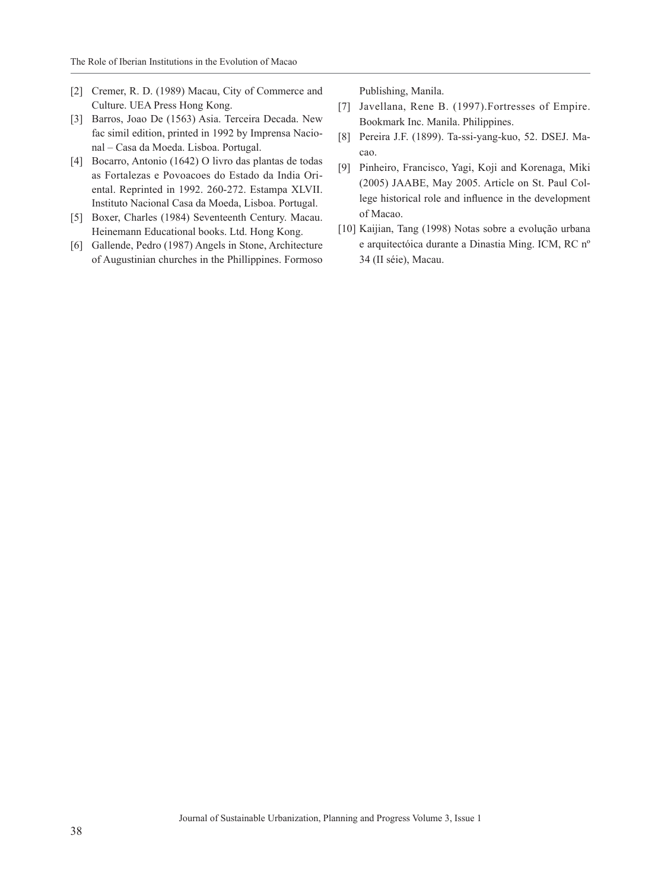[2] Cremer, R. D. (1989) Macau, City of Commerce and Culture. UEA Press Hong Kong.

[3] Barros, Joao De (1563) Asia. Terceira Decada. New fac simil edition, printed in 1992 by Imprensa Nacional – Casa da Moeda. Lisboa. Portugal.

[4] Bocarro, Antonio (1642) O livro das plantas de todas as Fortalezas e Povoacoes do Estado da India Oriental. Reprinted in 1992. 260-272. Estampa XLVII. Instituto Nacional Casa da Moeda, Lisboa. Portugal.

[5] Boxer, Charles (1984) Seventeenth Century. Macau. Heinemann Educational books. Ltd. Hong Kong.

[6] Gallende, Pedro (1987) Angels in Stone, Architecture of Augustinian churches in the Phillippines. Formoso Publishing, Manila.

[7] Javellana, Rene B. (1997).Fortresses of Empire. Bookmark Inc. Manila. Philippines.

[8] Pereira J.F. (1899). Ta-ssi-yang-kuo, 52. DSEJ. Macao.

[9] Pinheiro, Francisco, Yagi, Koji and Korenaga, Miki (2005) JAABE, May 2005. Article on St. Paul College historical role and influence in the development of Macao.

[10] Kaijian, Tang (1998) Notas sobre a evolução urbana e arquitectóica durante a Dinastia Ming. ICM, RC nº 34 (II séie), Macau.